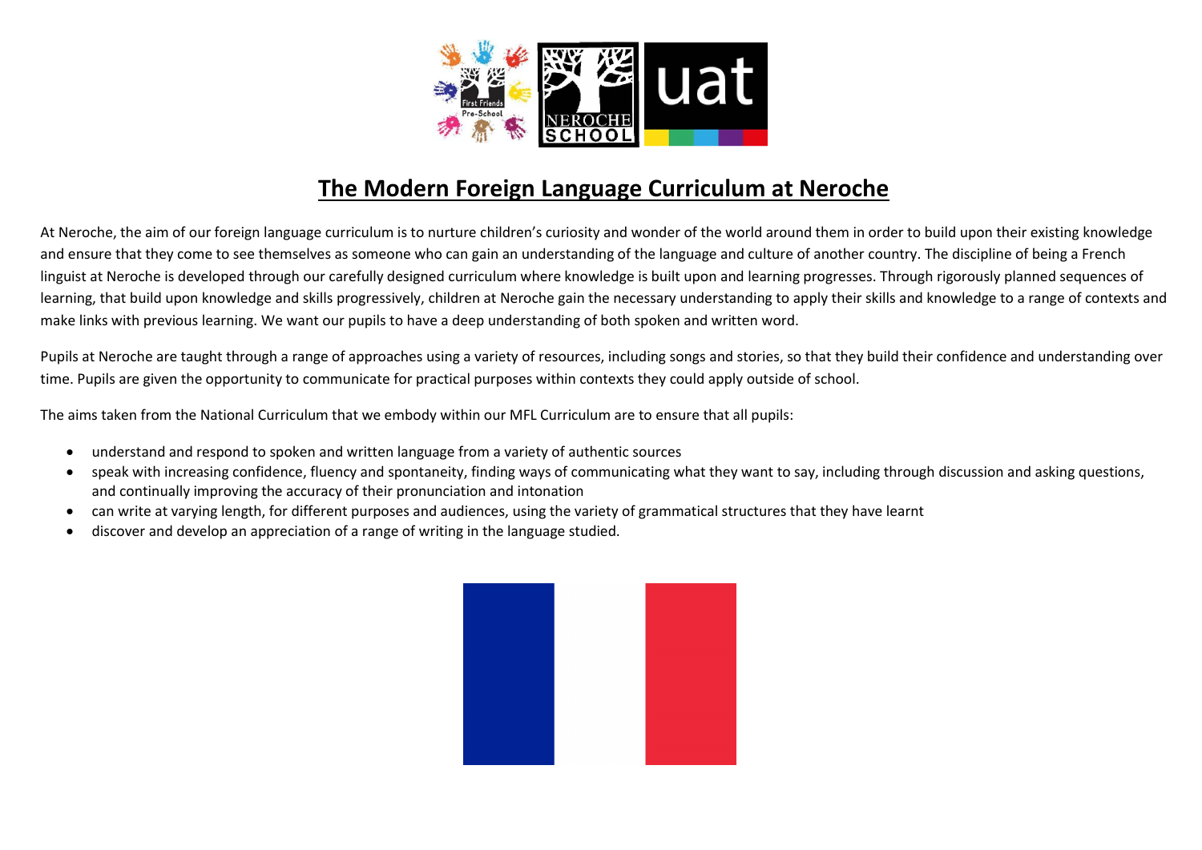# The Modern Foreign Language Curriculum at Neroche

At Neroche, the aim of our foreign language curriculum is to nurture children's curiosity and wonder of the world around them in order to build upon their existing knowledge and ensure that they come to see themselves as someone who can gain an understanding of the language and culture of another country. The discipline of being a French linguist at Neroche is developed through our carefully designed curriculum where knowledge is built upon and learning progresses. Through rigorously planned sequences of learning, that build upon knowledge and skills progressively, children at Neroche gain the necessary understanding to apply their skills and knowledge to a range of contexts and make links with previous learning. We want our pupils to have a deep understanding of both spoken and written word.

Pupils at Neroche are taught through a range of approaches using a variety of resources, including songs and stories, so that they build their confidence and understanding over time. Pupils are given the opportunity to communicate for practical purposes within contexts they could apply outside of school.

The aims taken from the National Curriculum that we embody within our MFL Curriculum are to ensure that all pupils:

- understand and respond to spoken and written language from a variety of authentic sources
- speak with increasing confidence, fluency and spontaneity, finding ways of communicating what they want to say, including through discussion and asking questions, and continually improving the accuracy of their pronunciation and intonation
- can write at varying length, for different purposes and audiences, using the variety of grammatical structures that they have learnt
- discover and develop an appreciation of a range of writing in the language studied.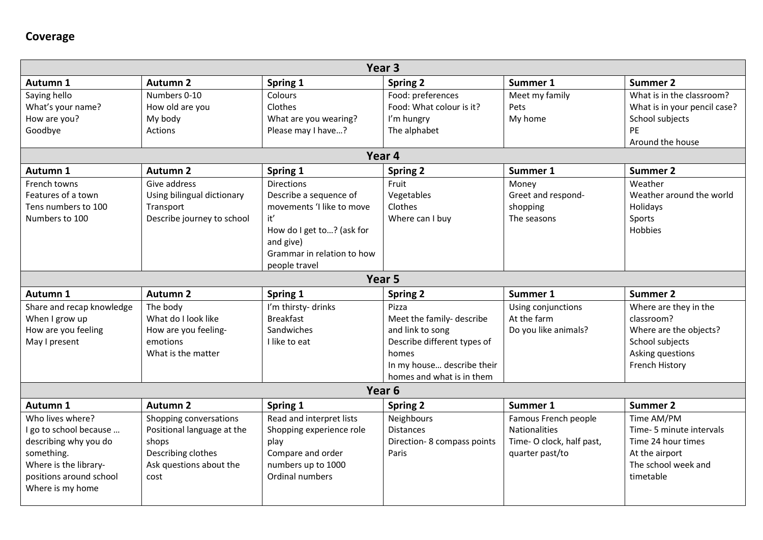## Coverage

| Year 3 | | | | | |
|---|---|---|---|---|---|
| **Autumn 1** | **Autumn 2** | **Spring 1** | **Spring 2** | **Summer 1** | **Summer 2** |
| Saying hello<br>What's your name?<br>How are you?<br>Goodbye | Numbers 0-10<br>How old are you<br>My body<br>Actions | Colours<br>Clothes<br>What are you wearing?<br>Please may I have…? | Food: preferences<br>Food: What colour is it?<br>I'm hungry<br>The alphabet | Meet my family<br>Pets<br>My home | What is in the classroom?<br>What is in your pencil case?<br>School subjects<br>PE<br>Around the house |

| Year 4 | | | | | |
|---|---|---|---|---|---|
| **Autumn 1** | **Autumn 2** | **Spring 1** | **Spring 2** | **Summer 1** | **Summer 2** |
| French towns<br>Features of a town<br>Tens numbers to 100<br>Numbers to 100 | Give address<br>Using bilingual dictionary<br>Transport<br>Describe journey to school | Directions<br>Describe a sequence of movements 'I like to move it'<br>How do I get to…? (ask for and give)<br>Grammar in relation to how people travel | Fruit<br>Vegetables<br>Clothes<br>Where can I buy | Money<br>Greet and respond-shopping<br>The seasons | Weather<br>Weather around the world<br>Holidays<br>Sports<br>Hobbies |

| Year 5 | | | | | |
|---|---|---|---|---|---|
| **Autumn 1** | **Autumn 2** | **Spring 1** | **Spring 2** | **Summer 1** | **Summer 2** |
| Share and recap knowledge<br>When I grow up<br>How are you feeling<br>May I present | The body<br>What do I look like<br>How are you feeling-emotions<br>What is the matter | I'm thirsty- drinks<br>Breakfast<br>Sandwiches<br>I like to eat | Pizza<br>Meet the family- describe and link to song<br>Describe different types of homes<br>In my house… describe their homes and what is in them | Using conjunctions<br>At the farm<br>Do you like animals? | Where are they in the classroom?<br>Where are the objects?<br>School subjects<br>Asking questions<br>French History |

| Year 6 | | | | | |
|---|---|---|---|---|---|
| **Autumn 1** | **Autumn 2** | **Spring 1** | **Spring 2** | **Summer 1** | **Summer 2** |
| Who lives where?<br>I go to school because … describing why you do something.<br>Where is the library-positions around school<br>Where is my home | Shopping conversations<br>Positional language at the shops<br>Describing clothes<br>Ask questions about the cost | Read and interpret lists<br>Shopping experience role play<br>Compare and order numbers up to 1000<br>Ordinal numbers | Neighbours<br>Distances<br>Direction- 8 compass points<br>Paris | Famous French people<br>Nationalities<br>Time- O clock, half past, quarter past/to | Time AM/PM<br>Time- 5 minute intervals<br>Time 24 hour times<br>At the airport<br>The school week and timetable |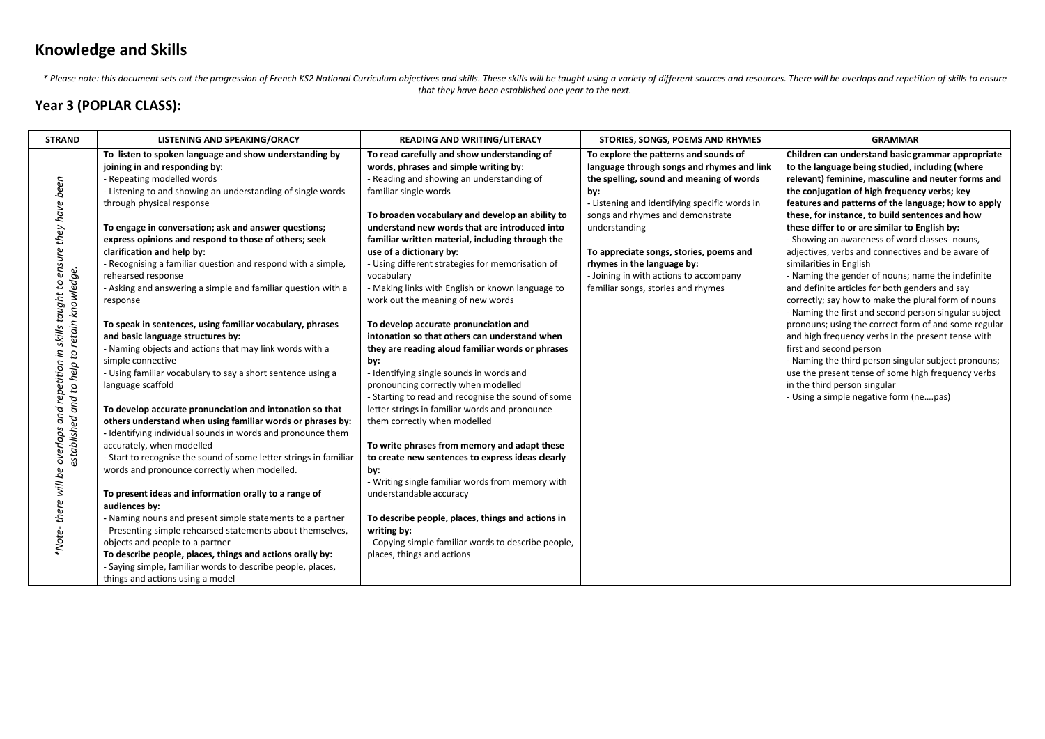## Knowledge and Skills

*\* Please note: this document sets out the progression of French KS2 National Curriculum objectives and skills. These skills will be taught using a variety of different sources and resources. There will be overlaps and repetition of skills to ensure that they have been established one year to the next.*

### Year 3 (POPLAR CLASS):

| STRAND | LISTENING AND SPEAKING/ORACY | READING AND WRITING/LITERACY | STORIES, SONGS, POEMS AND RHYMES | GRAMMAR |
|---|---|---|---|---|
| *\*Note- there will be overlaps and repetition in skills taught to ensure they have been established and to help to retain knowledge.* | **To listen to spoken language and show understanding by joining in and responding by:**<br>- Repeating modelled words<br>- Listening to and showing an understanding of single words through physical response<br><br>**To engage in conversation; ask and answer questions; express opinions and respond to those of others; seek clarification and help by:**<br>- Recognising a familiar question and respond with a simple, rehearsed response<br>- Asking and answering a simple and familiar question with a response<br><br>**To speak in sentences, using familiar vocabulary, phrases and basic language structures by:**<br>- Naming objects and actions that may link words with a simple connective<br>- Using familiar vocabulary to say a short sentence using a language scaffold<br><br>**To develop accurate pronunciation and intonation so that others understand when using familiar words or phrases by:**<br>- Identifying individual sounds in words and pronounce them accurately, when modelled<br>- Start to recognise the sound of some letter strings in familiar words and pronounce correctly when modelled.<br><br>**To present ideas and information orally to a range of audiences by:**<br>- Naming nouns and present simple statements to a partner<br>- Presenting simple rehearsed statements about themselves, objects and people to a partner<br>**To describe people, places, things and actions orally by:**<br>- Saying simple, familiar words to describe people, places, things and actions using a model | **To read carefully and show understanding of words, phrases and simple writing by:**<br>- Reading and showing an understanding of familiar single words<br><br>**To broaden vocabulary and develop an ability to understand new words that are introduced into familiar written material, including through the use of a dictionary by:**<br>- Using different strategies for memorisation of vocabulary<br>- Making links with English or known language to work out the meaning of new words<br><br>**To develop accurate pronunciation and intonation so that others can understand when they are reading aloud familiar words or phrases by:**<br>- Identifying single sounds in words and pronouncing correctly when modelled<br>- Starting to read and recognise the sound of some letter strings in familiar words and pronounce them correctly when modelled<br><br>**To write phrases from memory and adapt these to create new sentences to express ideas clearly by:**<br>- Writing single familiar words from memory with understandable accuracy<br><br>**To describe people, places, things and actions in writing by:**<br>- Copying simple familiar words to describe people, places, things and actions | **To explore the patterns and sounds of language through songs and rhymes and link the spelling, sound and meaning of words by:**<br>- Listening and identifying specific words in songs and rhymes and demonstrate understanding<br><br>**To appreciate songs, stories, poems and rhymes in the language by:**<br>- Joining in with actions to accompany familiar songs, stories and rhymes | **Children can understand basic grammar appropriate to the language being studied, including (where relevant) feminine, masculine and neuter forms and the conjugation of high frequency verbs; key features and patterns of the language; how to apply these, for instance, to build sentences and how these differ to or are similar to English by:**<br>- Showing an awareness of word classes- nouns, adjectives, verbs and connectives and be aware of similarities in English<br>- Naming the gender of nouns; name the indefinite and definite articles for both genders and say correctly; say how to make the plural form of nouns<br>- Naming the first and second person singular subject pronouns; using the correct form of and some regular and high frequency verbs in the present tense with first and second person<br>- Naming the third person singular subject pronouns; use the present tense of some high frequency verbs in the third person singular<br>- Using a simple negative form (ne….pas) |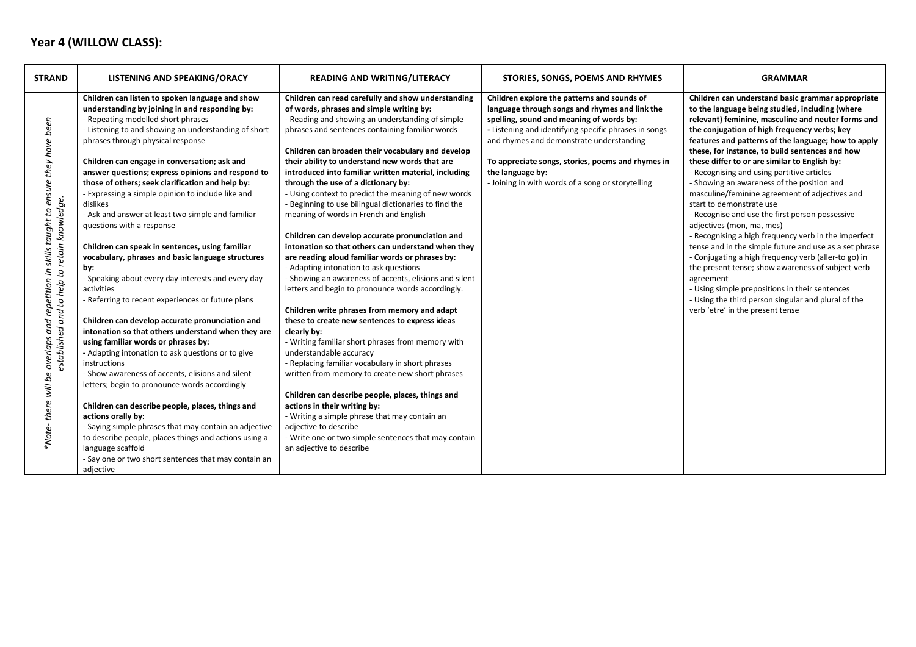## Year 4 (WILLOW CLASS):

| STRAND | LISTENING AND SPEAKING/ORACY | READING AND WRITING/LITERACY | STORIES, SONGS, POEMS AND RHYMES | GRAMMAR |
|---|---|---|---|---|
| *\*Note- there will be overlaps and repetition in skills taught to ensure they have been established and to help to retain knowledge.* | **Children can listen to spoken language and show understanding by joining in and responding by:**<br>- Repeating modelled short phrases<br>- Listening to and showing an understanding of short phrases through physical response<br><br>**Children can engage in conversation; ask and answer questions; express opinions and respond to those of others; seek clarification and help by:**<br>- Expressing a simple opinion to include like and dislikes<br>- Ask and answer at least two simple and familiar questions with a response<br><br>**Children can speak in sentences, using familiar vocabulary, phrases and basic language structures by:**<br>- Speaking about every day interests and every day activities<br>- Referring to recent experiences or future plans<br><br>**Children can develop accurate pronunciation and intonation so that others understand when they are using familiar words or phrases by:**<br>- Adapting intonation to ask questions or to give instructions<br>- Show awareness of accents, elisions and silent letters; begin to pronounce words accordingly<br><br>**Children can describe people, places, things and actions orally by:**<br>- Saying simple phrases that may contain an adjective to describe people, places things and actions using a language scaffold<br>- Say one or two short sentences that may contain an adjective | **Children can read carefully and show understanding of words, phrases and simple writing by:**<br>- Reading and showing an understanding of simple phrases and sentences containing familiar words<br><br>**Children can broaden their vocabulary and develop their ability to understand new words that are introduced into familiar written material, including through the use of a dictionary by:**<br>- Using context to predict the meaning of new words<br>- Beginning to use bilingual dictionaries to find the meaning of words in French and English<br><br>**Children can develop accurate pronunciation and intonation so that others can understand when they are reading aloud familiar words or phrases by:**<br>- Adapting intonation to ask questions<br>- Showing an awareness of accents, elisions and silent letters and begin to pronounce words accordingly.<br><br>**Children write phrases from memory and adapt these to create new sentences to express ideas clearly by:**<br>- Writing familiar short phrases from memory with understandable accuracy<br>- Replacing familiar vocabulary in short phrases written from memory to create new short phrases<br><br>**Children can describe people, places, things and actions in their writing by:**<br>- Writing a simple phrase that may contain an adjective to describe<br>- Write one or two simple sentences that may contain an adjective to describe | **Children explore the patterns and sounds of language through songs and rhymes and link the spelling, sound and meaning of words by:**<br>- Listening and identifying specific phrases in songs and rhymes and demonstrate understanding<br><br>**To appreciate songs, stories, poems and rhymes in the language by:**<br>- Joining in with words of a song or storytelling | **Children can understand basic grammar appropriate to the language being studied, including (where relevant) feminine, masculine and neuter forms and the conjugation of high frequency verbs; key features and patterns of the language; how to apply these, for instance, to build sentences and how these differ to or are similar to English by:**<br>- Recognising and using partitive articles<br>- Showing an awareness of the position and masculine/feminine agreement of adjectives and start to demonstrate use<br>- Recognise and use the first person possessive adjectives (mon, ma, mes)<br>- Recognising a high frequency verb in the imperfect tense and in the simple future and use as a set phrase<br>- Conjugating a high frequency verb (aller-to go) in the present tense; show awareness of subject-verb agreement<br>- Using simple prepositions in their sentences<br>- Using the third person singular and plural of the verb 'etre' in the present tense |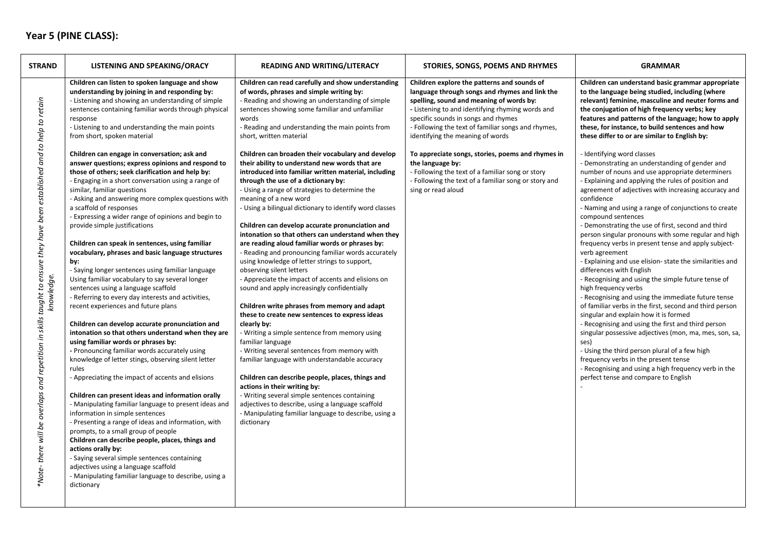## Year 5 (PINE CLASS):

| STRAND | LISTENING AND SPEAKING/ORACY | READING AND WRITING/LITERACY | STORIES, SONGS, POEMS AND RHYMES | GRAMMAR |
|---|---|---|---|---|
| *\*Note- there will be overlaps and repetition in skills taught to ensure they have been established and to help to retain knowledge.* | **Children can listen to spoken language and show understanding by joining in and responding by:**<br>- Listening and showing an understanding of simple sentences containing familiar words through physical response<br>- Listening to and understanding the main points from short, spoken material<br><br>**Children can engage in conversation; ask and answer questions; express opinions and respond to those of others; seek clarification and help by:**<br>- Engaging in a short conversation using a range of similar, familiar questions<br>- Asking and answering more complex questions with a scaffold of responses<br>- Expressing a wider range of opinions and begin to provide simple justifications<br><br>**Children can speak in sentences, using familiar vocabulary, phrases and basic language structures by:**<br>- Saying longer sentences using familiar language Using familiar vocabulary to say several longer sentences using a language scaffold<br>- Referring to every day interests and activities, recent experiences and future plans<br><br>**Children can develop accurate pronunciation and intonation so that others understand when they are using familiar words or phrases by:**<br>- Pronouncing familiar words accurately using knowledge of letter stings, observing silent letter rules<br>- Appreciating the impact of accents and elisions<br><br>**Children can present ideas and information orally**<br>- Manipulating familiar language to present ideas and information in simple sentences<br>- Presenting a range of ideas and information, with prompts, to a small group of people<br>**Children can describe people, places, things and actions orally by:**<br>- Saying several simple sentences containing adjectives using a language scaffold<br>- Manipulating familiar language to describe, using a dictionary | **Children can read carefully and show understanding of words, phrases and simple writing by:**<br>- Reading and showing an understanding of simple sentences showing some familiar and unfamiliar words<br>- Reading and understanding the main points from short, written material<br><br>**Children can broaden their vocabulary and develop their ability to understand new words that are introduced into familiar written material, including through the use of a dictionary by:**<br>- Using a range of strategies to determine the meaning of a new word<br>- Using a bilingual dictionary to identify word classes<br><br>**Children can develop accurate pronunciation and intonation so that others can understand when they are reading aloud familiar words or phrases by:**<br>- Reading and pronouncing familiar words accurately using knowledge of letter strings to support, observing silent letters<br>- Appreciate the impact of accents and elisions on sound and apply increasingly confidentially<br><br>**Children write phrases from memory and adapt these to create new sentences to express ideas clearly by:**<br>- Writing a simple sentence from memory using familiar language<br>- Writing several sentences from memory with familiar language with understandable accuracy<br><br>**Children can describe people, places, things and actions in their writing by:**<br>- Writing several simple sentences containing adjectives to describe, using a language scaffold<br>- Manipulating familiar language to describe, using a dictionary | **Children explore the patterns and sounds of language through songs and rhymes and link the spelling, sound and meaning of words by:**<br>- Listening to and identifying rhyming words and specific sounds in songs and rhymes<br>- Following the text of familiar songs and rhymes, identifying the meaning of words<br><br>**To appreciate songs, stories, poems and rhymes in the language by:**<br>- Following the text of a familiar song or story<br>- Following the text of a familiar song or story and sing or read aloud | **Children can understand basic grammar appropriate to the language being studied, including (where relevant) feminine, masculine and neuter forms and the conjugation of high frequency verbs; key features and patterns of the language; how to apply these, for instance, to build sentences and how these differ to or are similar to English by:**<br><br>- Identifying word classes<br>- Demonstrating an understanding of gender and number of nouns and use appropriate determiners<br>- Explaining and applying the rules of position and agreement of adjectives with increasing accuracy and confidence<br>- Naming and using a range of conjunctions to create compound sentences<br>- Demonstrating the use of first, second and third person singular pronouns with some regular and high frequency verbs in present tense and apply subject-verb agreement<br>- Explaining and use elision- state the similarities and differences with English<br>- Recognising and using the simple future tense of high frequency verbs<br>- Recognising and using the immediate future tense of familiar verbs in the first, second and third person singular and explain how it is formed<br>- Recognising and using the first and third person singular possessive adjectives (mon, ma, mes, son, sa, ses)<br>- Using the third person plural of a few high frequency verbs in the present tense<br>- Recognising and using a high frequency verb in the perfect tense and compare to English<br>- |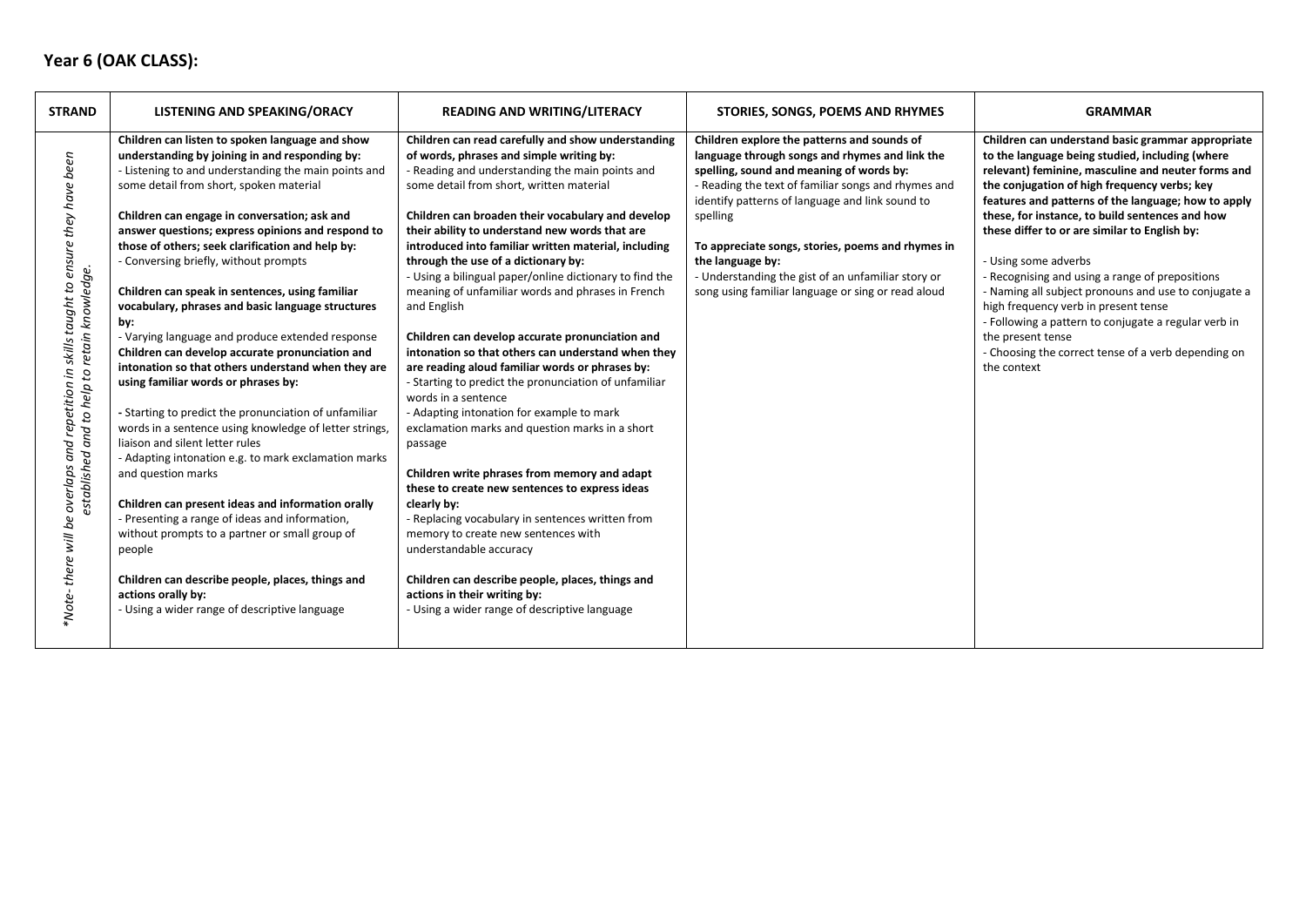## Year 6 (OAK CLASS):

| STRAND | LISTENING AND SPEAKING/ORACY | READING AND WRITING/LITERACY | STORIES, SONGS, POEMS AND RHYMES | GRAMMAR |
|---|---|---|---|---|
| *\*Note- there will be overlaps and repetition in skills taught to ensure they have been established and to help to retain knowledge.* | **Children can listen to spoken language and show understanding by joining in and responding by:**<br>- Listening to and understanding the main points and some detail from short, spoken material<br><br>**Children can engage in conversation; ask and answer questions; express opinions and respond to those of others; seek clarification and help by:**<br>- Conversing briefly, without prompts<br><br>**Children can speak in sentences, using familiar vocabulary, phrases and basic language structures by:**<br>- Varying language and produce extended response<br>**Children can develop accurate pronunciation and intonation so that others understand when they are using familiar words or phrases by:**<br><br>- Starting to predict the pronunciation of unfamiliar words in a sentence using knowledge of letter strings, liaison and silent letter rules<br>- Adapting intonation e.g. to mark exclamation marks and question marks<br><br>**Children can present ideas and information orally**<br>- Presenting a range of ideas and information, without prompts to a partner or small group of people<br><br>**Children can describe people, places, things and actions orally by:**<br>- Using a wider range of descriptive language | **Children can read carefully and show understanding of words, phrases and simple writing by:**<br>- Reading and understanding the main points and some detail from short, written material<br><br>**Children can broaden their vocabulary and develop their ability to understand new words that are introduced into familiar written material, including through the use of a dictionary by:**<br>- Using a bilingual paper/online dictionary to find the meaning of unfamiliar words and phrases in French and English<br><br>**Children can develop accurate pronunciation and intonation so that others can understand when they are reading aloud familiar words or phrases by:**<br>- Starting to predict the pronunciation of unfamiliar words in a sentence<br>- Adapting intonation for example to mark exclamation marks and question marks in a short passage<br><br>**Children write phrases from memory and adapt these to create new sentences to express ideas clearly by:**<br>- Replacing vocabulary in sentences written from memory to create new sentences with understandable accuracy<br><br>**Children can describe people, places, things and actions in their writing by:**<br>- Using a wider range of descriptive language | **Children explore the patterns and sounds of language through songs and rhymes and link the spelling, sound and meaning of words by:**<br>- Reading the text of familiar songs and rhymes and identify patterns of language and link sound to spelling<br><br>**To appreciate songs, stories, poems and rhymes in the language by:**<br>- Understanding the gist of an unfamiliar story or song using familiar language or sing or read aloud | **Children can understand basic grammar appropriate to the language being studied, including (where relevant) feminine, masculine and neuter forms and the conjugation of high frequency verbs; key features and patterns of the language; how to apply these, for instance, to build sentences and how these differ to or are similar to English by:**<br><br>- Using some adverbs<br>- Recognising and using a range of prepositions<br>- Naming all subject pronouns and use to conjugate a high frequency verb in present tense<br>- Following a pattern to conjugate a regular verb in the present tense<br>- Choosing the correct tense of a verb depending on the context |